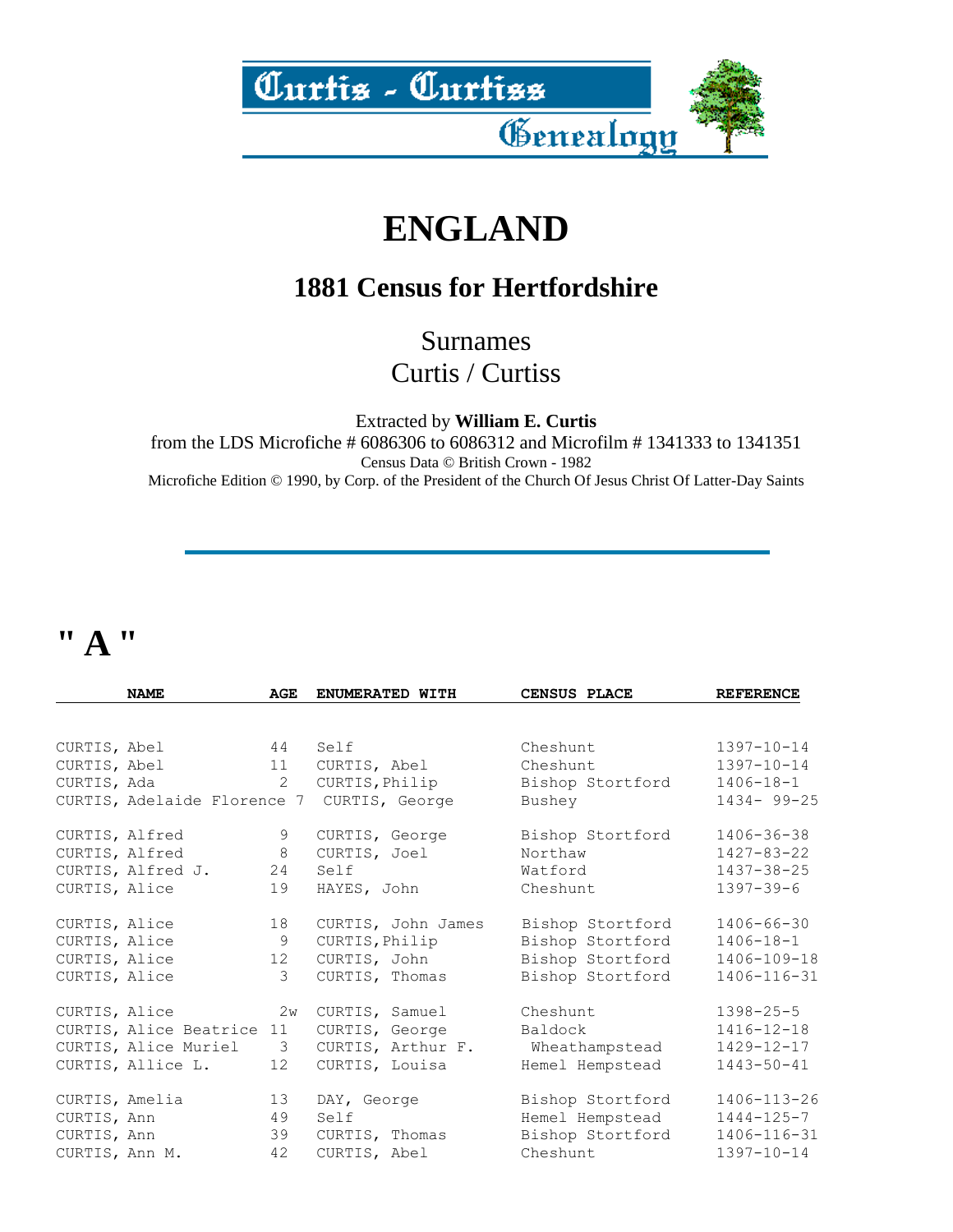Curtis - Curtiss Genealogy

# ENGLAND

## 1881 Census for Hertfordshire

Surnames
Curtis / Curtiss

Extracted by **William E. Curtis**
from the LDS Microfiche # 6086306 to 6086312 and Microfilm # 1341333 to 1341351
Census Data © British Crown - 1982
Microfiche Edition © 1990, by Corp. of the President of the Church Of Jesus Christ Of Latter-Day Saints

---

# " A "

| NAME | AGE | ENUMERATED WITH | CENSUS PLACE | REFERENCE |
|---|---|---|---|---|
| CURTIS, Abel | 44 | Self | Cheshunt | 1397-10-14 |
| CURTIS, Abel | 11 | CURTIS, Abel | Cheshunt | 1397-10-14 |
| CURTIS, Ada | 2 | CURTIS,Philip | Bishop Stortford | 1406-18-1 |
| CURTIS, Adelaide Florence | 7 | CURTIS, George | Bushey | 1434- 99-25 |
| CURTIS, Alfred | 9 | CURTIS, George | Bishop Stortford | 1406-36-38 |
| CURTIS, Alfred | 8 | CURTIS, Joel | Northaw | 1427-83-22 |
| CURTIS, Alfred J. | 24 | Self | Watford | 1437-38-25 |
| CURTIS, Alice | 19 | HAYES, John | Cheshunt | 1397-39-6 |
| CURTIS, Alice | 18 | CURTIS, John James | Bishop Stortford | 1406-66-30 |
| CURTIS, Alice | 9 | CURTIS,Philip | Bishop Stortford | 1406-18-1 |
| CURTIS, Alice | 12 | CURTIS, John | Bishop Stortford | 1406-109-18 |
| CURTIS, Alice | 3 | CURTIS, Thomas | Bishop Stortford | 1406-116-31 |
| CURTIS, Alice | 2w | CURTIS, Samuel | Cheshunt | 1398-25-5 |
| CURTIS, Alice Beatrice | 11 | CURTIS, George | Baldock | 1416-12-18 |
| CURTIS, Alice Muriel | 3 | CURTIS, Arthur F. | Wheathampstead | 1429-12-17 |
| CURTIS, Allice L. | 12 | CURTIS, Louisa | Hemel Hempstead | 1443-50-41 |
| CURTIS, Amelia | 13 | DAY, George | Bishop Stortford | 1406-113-26 |
| CURTIS, Ann | 49 | Self | Hemel Hempstead | 1444-125-7 |
| CURTIS, Ann | 39 | CURTIS, Thomas | Bishop Stortford | 1406-116-31 |
| CURTIS, Ann M. | 42 | CURTIS, Abel | Cheshunt | 1397-10-14 |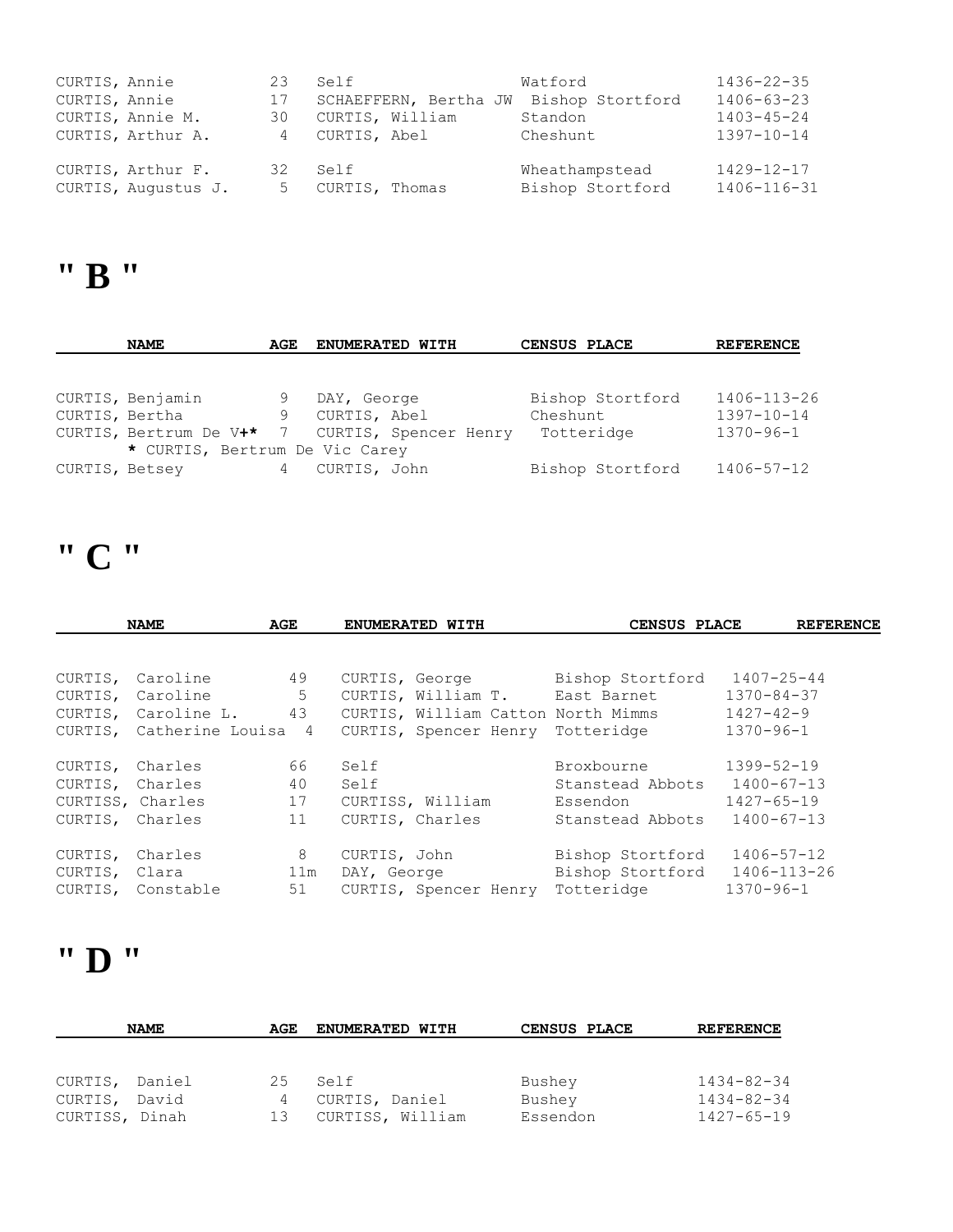| NAME | AGE | ENUMERATED WITH | CENSUS PLACE | REFERENCE |
|---|---|---|---|---|
| CURTIS, Annie | 23 | Self | Watford | 1436-22-35 |
| CURTIS, Annie | 17 | SCHAEFFERN, Bertha JW | Bishop Stortford | 1406-63-23 |
| CURTIS, Annie M. | 30 | CURTIS, William | Standon | 1403-45-24 |
| CURTIS, Arthur A. | 4 | CURTIS, Abel | Cheshunt | 1397-10-14 |
| CURTIS, Arthur F. | 32 | Self | Wheathampstead | 1429-12-17 |
| CURTIS, Augustus J. | 5 | CURTIS, Thomas | Bishop Stortford | 1406-116-31 |

# " B "

| NAME | AGE | ENUMERATED WITH | CENSUS PLACE | REFERENCE |
|---|---|---|---|---|
| CURTIS, Benjamin | 9 | DAY, George | Bishop Stortford | 1406-113-26 |
| CURTIS, Bertha | 9 | CURTIS, Abel | Cheshunt | 1397-10-14 |
| CURTIS, Bertrum De V+* | 7 | CURTIS, Spencer Henry | Totteridge | 1370-96-1 |
| * CURTIS, Bertrum De Vic Carey | | | | |
| CURTIS, Betsey | 4 | CURTIS, John | Bishop Stortford | 1406-57-12 |

# " C "

| NAME | AGE | ENUMERATED WITH | CENSUS PLACE | REFERENCE |
|---|---|---|---|---|
| CURTIS, Caroline | 49 | CURTIS, George | Bishop Stortford | 1407-25-44 |
| CURTIS, Caroline | 5 | CURTIS, William T. | East Barnet | 1370-84-37 |
| CURTIS, Caroline L. | 43 | CURTIS, William Catton | North Mimms | 1427-42-9 |
| CURTIS, Catherine Louisa | 4 | CURTIS, Spencer Henry | Totteridge | 1370-96-1 |
| CURTIS, Charles | 66 | Self | Broxbourne | 1399-52-19 |
| CURTIS, Charles | 40 | Self | Stanstead Abbots | 1400-67-13 |
| CURTISS, Charles | 17 | CURTISS, William | Essendon | 1427-65-19 |
| CURTIS, Charles | 11 | CURTIS, Charles | Stanstead Abbots | 1400-67-13 |
| CURTIS, Charles | 8 | CURTIS, John | Bishop Stortford | 1406-57-12 |
| CURTIS, Clara | 11m | DAY, George | Bishop Stortford | 1406-113-26 |
| CURTIS, Constable | 51 | CURTIS, Spencer Henry | Totteridge | 1370-96-1 |

# " D "

| NAME | AGE | ENUMERATED WITH | CENSUS PLACE | REFERENCE |
|---|---|---|---|---|
| CURTIS, Daniel | 25 | Self | Bushey | 1434-82-34 |
| CURTIS, David | 4 | CURTIS, Daniel | Bushey | 1434-82-34 |
| CURTISS, Dinah | 13 | CURTISS, William | Essendon | 1427-65-19 |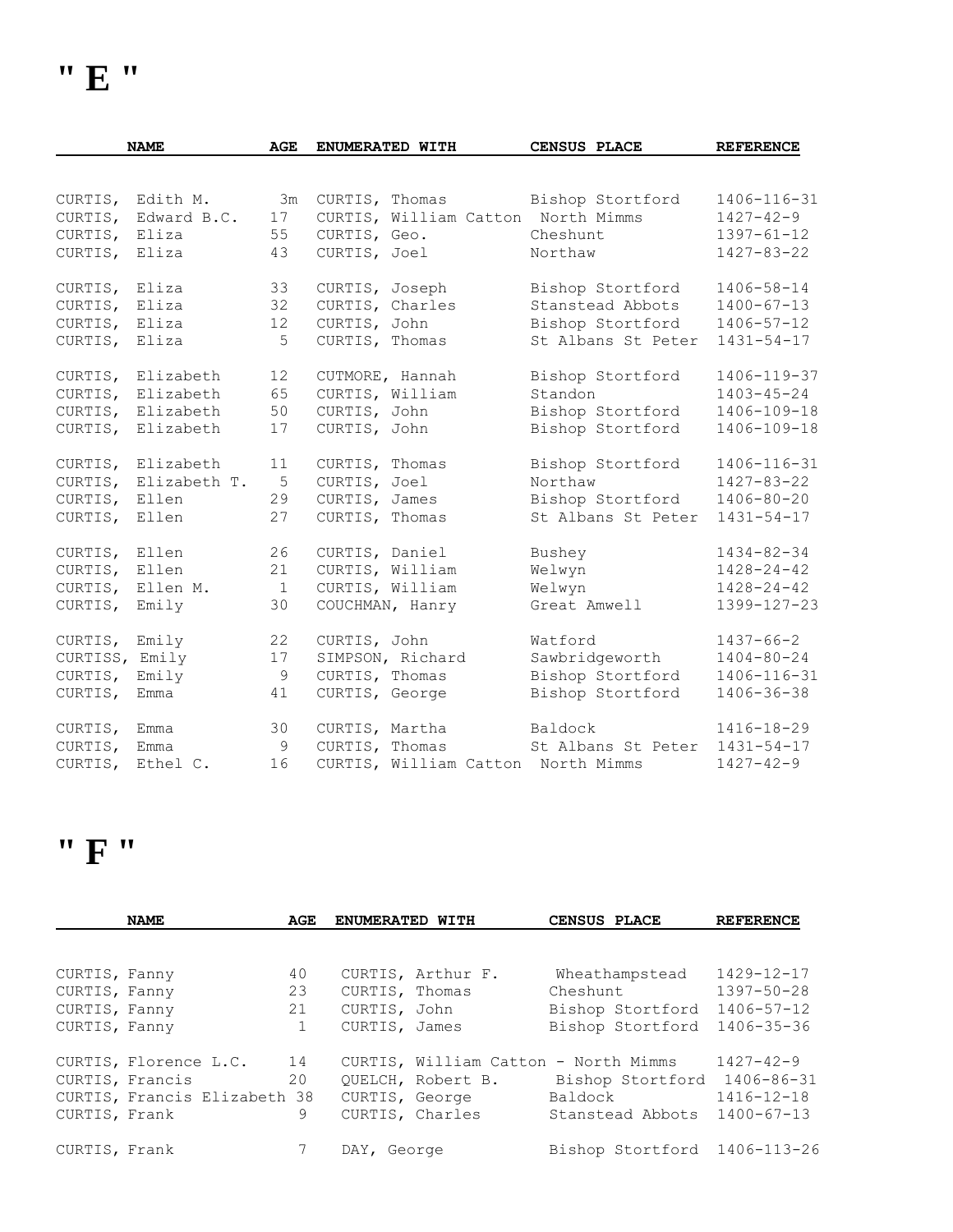# " E "

| NAME | AGE | ENUMERATED WITH | CENSUS PLACE | REFERENCE |
|---|---|---|---|---|
| CURTIS, Edith M. | 3m | CURTIS, Thomas | Bishop Stortford | 1406-116-31 |
| CURTIS, Edward B.C. | 17 | CURTIS, William Catton | North Mimms | 1427-42-9 |
| CURTIS, Eliza | 55 | CURTIS, Geo. | Cheshunt | 1397-61-12 |
| CURTIS, Eliza | 43 | CURTIS, Joel | Northaw | 1427-83-22 |
| CURTIS, Eliza | 33 | CURTIS, Joseph | Bishop Stortford | 1406-58-14 |
| CURTIS, Eliza | 32 | CURTIS, Charles | Stanstead Abbots | 1400-67-13 |
| CURTIS, Eliza | 12 | CURTIS, John | Bishop Stortford | 1406-57-12 |
| CURTIS, Eliza | 5 | CURTIS, Thomas | St Albans St Peter | 1431-54-17 |
| CURTIS, Elizabeth | 12 | CUTMORE, Hannah | Bishop Stortford | 1406-119-37 |
| CURTIS, Elizabeth | 65 | CURTIS, William | Standon | 1403-45-24 |
| CURTIS, Elizabeth | 50 | CURTIS, John | Bishop Stortford | 1406-109-18 |
| CURTIS, Elizabeth | 17 | CURTIS, John | Bishop Stortford | 1406-109-18 |
| CURTIS, Elizabeth | 11 | CURTIS, Thomas | Bishop Stortford | 1406-116-31 |
| CURTIS, Elizabeth T. | 5 | CURTIS, Joel | Northaw | 1427-83-22 |
| CURTIS, Ellen | 29 | CURTIS, James | Bishop Stortford | 1406-80-20 |
| CURTIS, Ellen | 27 | CURTIS, Thomas | St Albans St Peter | 1431-54-17 |
| CURTIS, Ellen | 26 | CURTIS, Daniel | Bushey | 1434-82-34 |
| CURTIS, Ellen | 21 | CURTIS, William | Welwyn | 1428-24-42 |
| CURTIS, Ellen M. | 1 | CURTIS, William | Welwyn | 1428-24-42 |
| CURTIS, Emily | 30 | COUCHMAN, Hanry | Great Amwell | 1399-127-23 |
| CURTIS, Emily | 22 | CURTIS, John | Watford | 1437-66-2 |
| CURTISS, Emily | 17 | SIMPSON, Richard | Sawbridgeworth | 1404-80-24 |
| CURTIS, Emily | 9 | CURTIS, Thomas | Bishop Stortford | 1406-116-31 |
| CURTIS, Emma | 41 | CURTIS, George | Bishop Stortford | 1406-36-38 |
| CURTIS, Emma | 30 | CURTIS, Martha | Baldock | 1416-18-29 |
| CURTIS, Emma | 9 | CURTIS, Thomas | St Albans St Peter | 1431-54-17 |
| CURTIS, Ethel C. | 16 | CURTIS, William Catton | North Mimms | 1427-42-9 |

# " F "

| NAME | AGE | ENUMERATED WITH | CENSUS PLACE | REFERENCE |
|---|---|---|---|---|
| CURTIS, Fanny | 40 | CURTIS, Arthur F. | Wheathampstead | 1429-12-17 |
| CURTIS, Fanny | 23 | CURTIS, Thomas | Cheshunt | 1397-50-28 |
| CURTIS, Fanny | 21 | CURTIS, John | Bishop Stortford | 1406-57-12 |
| CURTIS, Fanny | 1 | CURTIS, James | Bishop Stortford | 1406-35-36 |
| CURTIS, Florence L.C. | 14 | CURTIS, William Catton - | North Mimms | 1427-42-9 |
| CURTIS, Francis | 20 | QUELCH, Robert B. | Bishop Stortford | 1406-86-31 |
| CURTIS, Francis Elizabeth | 38 | CURTIS, George | Baldock | 1416-12-18 |
| CURTIS, Frank | 9 | CURTIS, Charles | Stanstead Abbots | 1400-67-13 |
| CURTIS, Frank | 7 | DAY, George | Bishop Stortford | 1406-113-26 |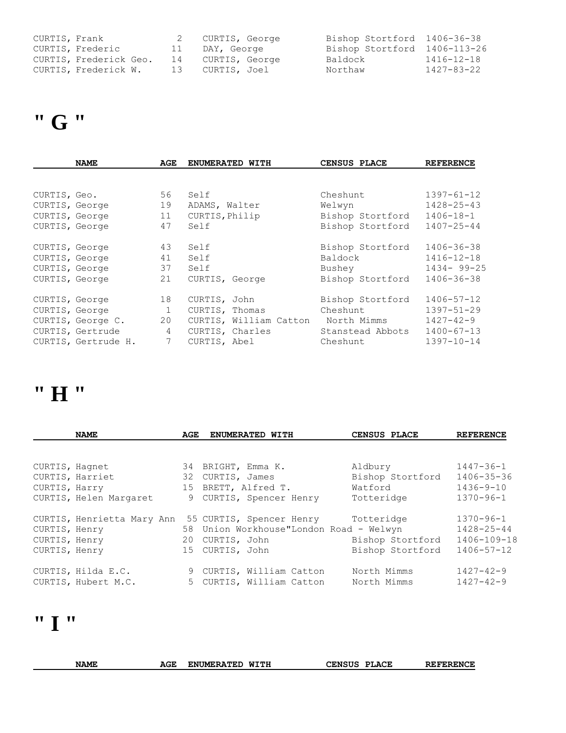| NAME | AGE | ENUMERATED WITH | CENSUS PLACE | REFERENCE |
|---|---|---|---|---|
| CURTIS, Frank | 2 | CURTIS, George | Bishop Stortford | 1406-36-38 |
| CURTIS, Frederic | 11 | DAY, George | Bishop Stortford | 1406-113-26 |
| CURTIS, Frederick Geo. | 14 | CURTIS, George | Baldock | 1416-12-18 |
| CURTIS, Frederick W. | 13 | CURTIS, Joel | Northaw | 1427-83-22 |

# " G "

| NAME | AGE | ENUMERATED WITH | CENSUS PLACE | REFERENCE |
|---|---|---|---|---|
| CURTIS, Geo. | 56 | Self | Cheshunt | 1397-61-12 |
| CURTIS, George | 19 | ADAMS, Walter | Welwyn | 1428-25-43 |
| CURTIS, George | 11 | CURTIS, Philip | Bishop Stortford | 1406-18-1 |
| CURTIS, George | 47 | Self | Bishop Stortford | 1407-25-44 |
| CURTIS, George | 43 | Self | Bishop Stortford | 1406-36-38 |
| CURTIS, George | 41 | Self | Baldock | 1416-12-18 |
| CURTIS, George | 37 | Self | Bushey | 1434- 99-25 |
| CURTIS, George | 21 | CURTIS, George | Bishop Stortford | 1406-36-38 |
| CURTIS, George | 18 | CURTIS, John | Bishop Stortford | 1406-57-12 |
| CURTIS, George | 1 | CURTIS, Thomas | Cheshunt | 1397-51-29 |
| CURTIS, George C. | 20 | CURTIS, William Catton | North Mimms | 1427-42-9 |
| CURTIS, Gertrude | 4 | CURTIS, Charles | Stanstead Abbots | 1400-67-13 |
| CURTIS, Gertrude H. | 7 | CURTIS, Abel | Cheshunt | 1397-10-14 |

# " H "

| NAME | AGE | ENUMERATED WITH | CENSUS PLACE | REFERENCE |
|---|---|---|---|---|
| CURTIS, Hagnet | 34 | BRIGHT, Emma K. | Aldbury | 1447-36-1 |
| CURTIS, Harriet | 32 | CURTIS, James | Bishop Stortford | 1406-35-36 |
| CURTIS, Harry | 15 | BRETT, Alfred T. | Watford | 1436-9-10 |
| CURTIS, Helen Margaret | 9 | CURTIS, Spencer Henry | Totteridge | 1370-96-1 |
| CURTIS, Henrietta Mary Ann | 55 | CURTIS, Spencer Henry | Totteridge | 1370-96-1 |
| CURTIS, Henry | 58 | Union Workhouse"London Road - Welwyn | | 1428-25-44 |
| CURTIS, Henry | 20 | CURTIS, John | Bishop Stortford | 1406-109-18 |
| CURTIS, Henry | 15 | CURTIS, John | Bishop Stortford | 1406-57-12 |
| CURTIS, Hilda E.C. | 9 | CURTIS, William Catton | North Mimms | 1427-42-9 |
| CURTIS, Hubert M.C. | 5 | CURTIS, William Catton | North Mimms | 1427-42-9 |

# " I "

| NAME | AGE | ENUMERATED WITH | CENSUS PLACE | REFERENCE |
|---|---|---|---|---|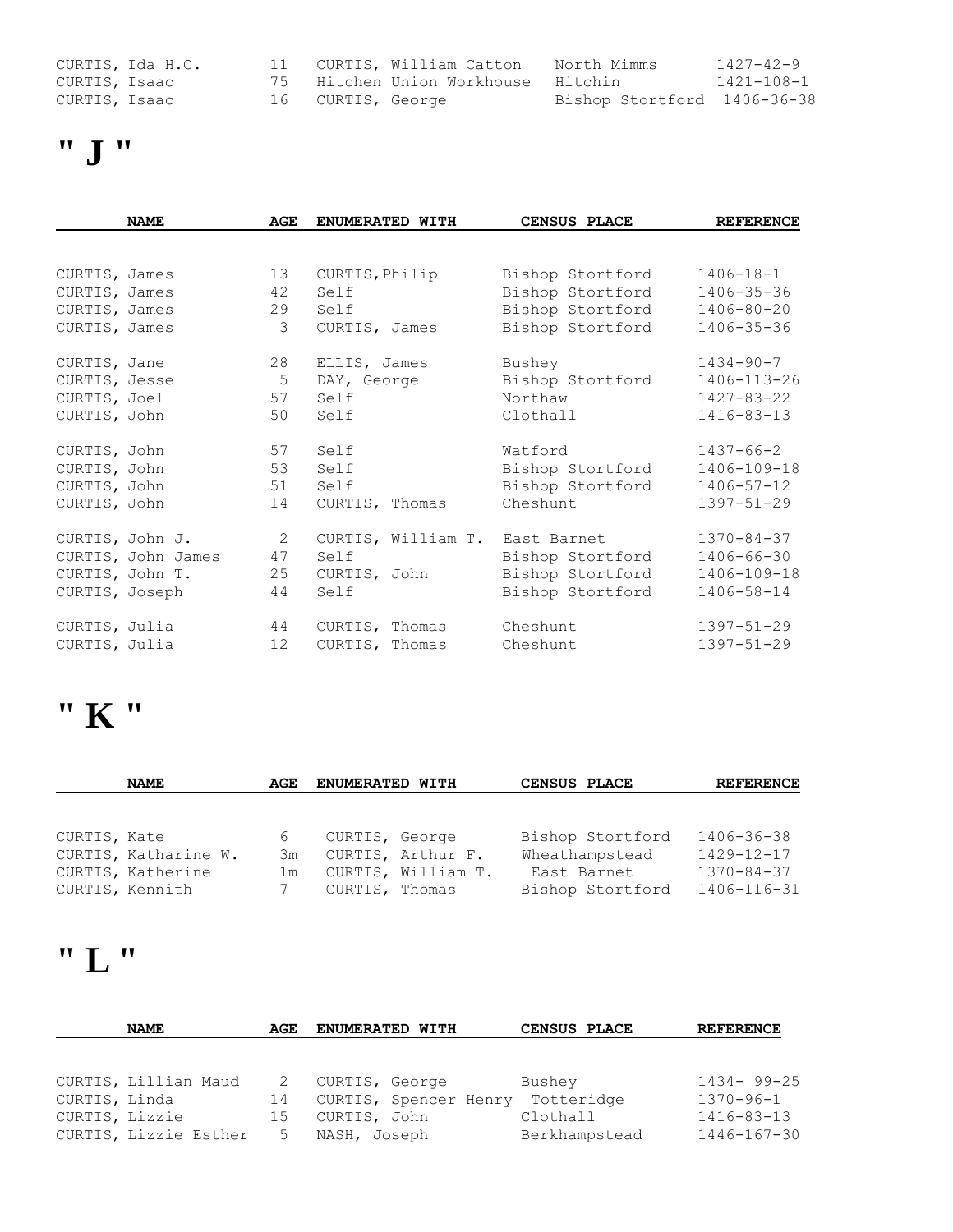| CURTIS, Ida H.C. | 11 | CURTIS, William Catton | North Mimms | 1427-42-9 |
|---|---|---|---|---|
| CURTIS, Isaac | 75 | Hitchen Union Workhouse | Hitchin | 1421-108-1 |
| CURTIS, Isaac | 16 | CURTIS, George | Bishop Stortford | 1406-36-38 |

# " J "

| NAME | AGE | ENUMERATED WITH | CENSUS PLACE | REFERENCE |
|---|---|---|---|---|
| CURTIS, James | 13 | CURTIS,Philip | Bishop Stortford | 1406-18-1 |
| CURTIS, James | 42 | Self | Bishop Stortford | 1406-35-36 |
| CURTIS, James | 29 | Self | Bishop Stortford | 1406-80-20 |
| CURTIS, James | 3 | CURTIS, James | Bishop Stortford | 1406-35-36 |
| CURTIS, Jane | 28 | ELLIS, James | Bushey | 1434-90-7 |
| CURTIS, Jesse | 5 | DAY, George | Bishop Stortford | 1406-113-26 |
| CURTIS, Joel | 57 | Self | Northaw | 1427-83-22 |
| CURTIS, John | 50 | Self | Clothall | 1416-83-13 |
| CURTIS, John | 57 | Self | Watford | 1437-66-2 |
| CURTIS, John | 53 | Self | Bishop Stortford | 1406-109-18 |
| CURTIS, John | 51 | Self | Bishop Stortford | 1406-57-12 |
| CURTIS, John | 14 | CURTIS, Thomas | Cheshunt | 1397-51-29 |
| CURTIS, John J. | 2 | CURTIS, William T. | East Barnet | 1370-84-37 |
| CURTIS, John James | 47 | Self | Bishop Stortford | 1406-66-30 |
| CURTIS, John T. | 25 | CURTIS, John | Bishop Stortford | 1406-109-18 |
| CURTIS, Joseph | 44 | Self | Bishop Stortford | 1406-58-14 |
| CURTIS, Julia | 44 | CURTIS, Thomas | Cheshunt | 1397-51-29 |
| CURTIS, Julia | 12 | CURTIS, Thomas | Cheshunt | 1397-51-29 |

# " K "

| NAME | AGE | ENUMERATED WITH | CENSUS PLACE | REFERENCE |
|---|---|---|---|---|
| CURTIS, Kate | 6 | CURTIS, George | Bishop Stortford | 1406-36-38 |
| CURTIS, Katharine W. | 3m | CURTIS, Arthur F. | Wheathampstead | 1429-12-17 |
| CURTIS, Katherine | 1m | CURTIS, William T. | East Barnet | 1370-84-37 |
| CURTIS, Kennith | 7 | CURTIS, Thomas | Bishop Stortford | 1406-116-31 |

# " L "

| NAME | AGE | ENUMERATED WITH | CENSUS PLACE | REFERENCE |
|---|---|---|---|---|
| CURTIS, Lillian Maud | 2 | CURTIS, George | Bushey | 1434- 99-25 |
| CURTIS, Linda | 14 | CURTIS, Spencer Henry | Totteridge | 1370-96-1 |
| CURTIS, Lizzie | 15 | CURTIS, John | Clothall | 1416-83-13 |
| CURTIS, Lizzie Esther | 5 | NASH, Joseph | Berkhampstead | 1446-167-30 |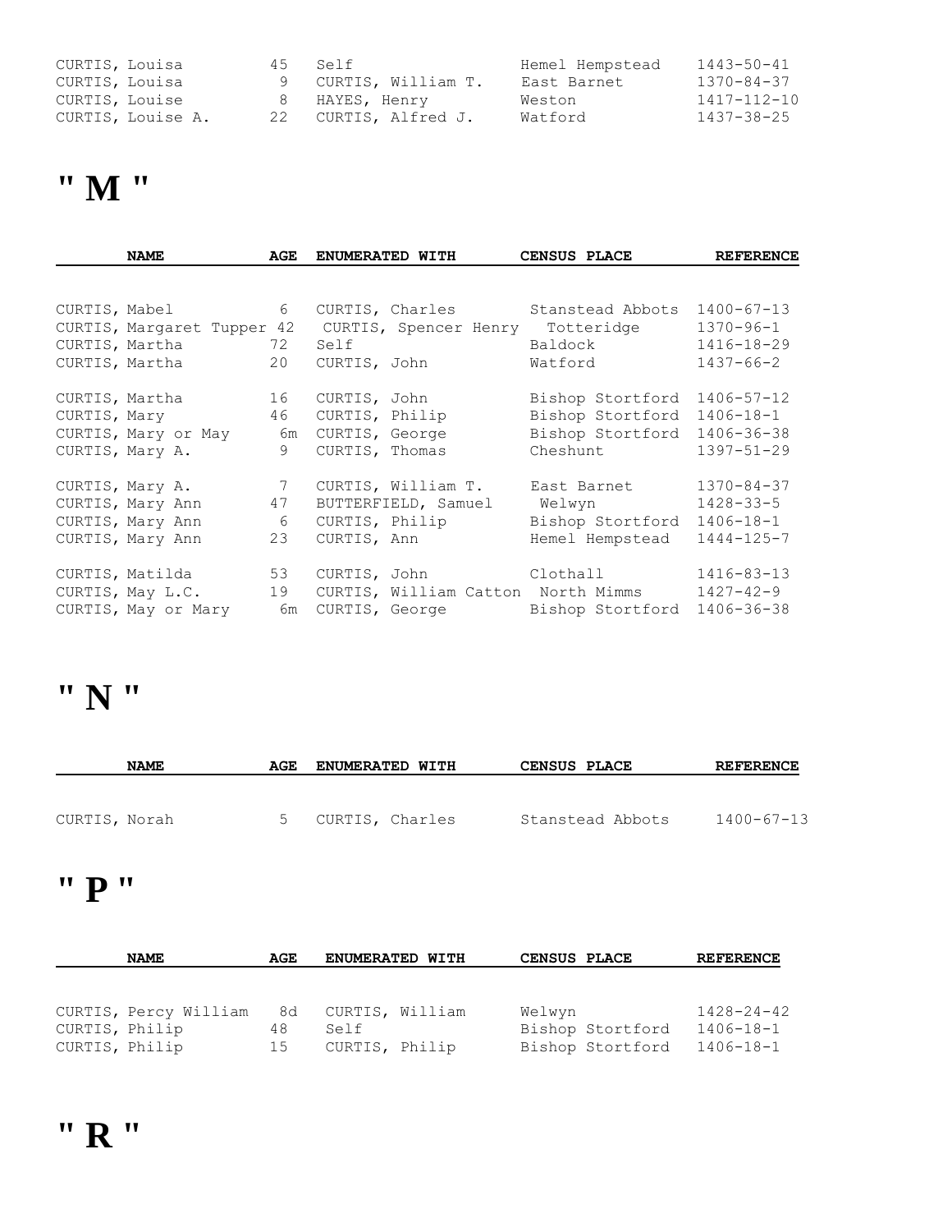| NAME | AGE | ENUMERATED WITH | CENSUS PLACE | REFERENCE |
|---|---|---|---|---|
| CURTIS, Louisa | 45 | Self | Hemel Hempstead | 1443-50-41 |
| CURTIS, Louisa | 9 | CURTIS, William T. | East Barnet | 1370-84-37 |
| CURTIS, Louise | 8 | HAYES, Henry | Weston | 1417-112-10 |
| CURTIS, Louise A. | 22 | CURTIS, Alfred J. | Watford | 1437-38-25 |

# " M "

| NAME | AGE | ENUMERATED WITH | CENSUS PLACE | REFERENCE |
|---|---|---|---|---|
| CURTIS, Mabel | 6 | CURTIS, Charles | Stanstead Abbots | 1400-67-13 |
| CURTIS, Margaret Tupper | 42 | CURTIS, Spencer Henry | Totteridge | 1370-96-1 |
| CURTIS, Martha | 72 | Self | Baldock | 1416-18-29 |
| CURTIS, Martha | 20 | CURTIS, John | Watford | 1437-66-2 |
| CURTIS, Martha | 16 | CURTIS, John | Bishop Stortford | 1406-57-12 |
| CURTIS, Mary | 46 | CURTIS, Philip | Bishop Stortford | 1406-18-1 |
| CURTIS, Mary or May | 6m | CURTIS, George | Bishop Stortford | 1406-36-38 |
| CURTIS, Mary A. | 9 | CURTIS, Thomas | Cheshunt | 1397-51-29 |
| CURTIS, Mary A. | 7 | CURTIS, William T. | East Barnet | 1370-84-37 |
| CURTIS, Mary Ann | 47 | BUTTERFIELD, Samuel | Welwyn | 1428-33-5 |
| CURTIS, Mary Ann | 6 | CURTIS, Philip | Bishop Stortford | 1406-18-1 |
| CURTIS, Mary Ann | 23 | CURTIS, Ann | Hemel Hempstead | 1444-125-7 |
| CURTIS, Matilda | 53 | CURTIS, John | Clothall | 1416-83-13 |
| CURTIS, May L.C. | 19 | CURTIS, William Catton | North Mimms | 1427-42-9 |
| CURTIS, May or Mary | 6m | CURTIS, George | Bishop Stortford | 1406-36-38 |

# " N "

| NAME | AGE | ENUMERATED WITH | CENSUS PLACE | REFERENCE |
|---|---|---|---|---|
| CURTIS, Norah | 5 | CURTIS, Charles | Stanstead Abbots | 1400-67-13 |

# " P "

| NAME | AGE | ENUMERATED WITH | CENSUS PLACE | REFERENCE |
|---|---|---|---|---|
| CURTIS, Percy William | 8d | CURTIS, William | Welwyn | 1428-24-42 |
| CURTIS, Philip | 48 | Self | Bishop Stortford | 1406-18-1 |
| CURTIS, Philip | 15 | CURTIS, Philip | Bishop Stortford | 1406-18-1 |

# " R "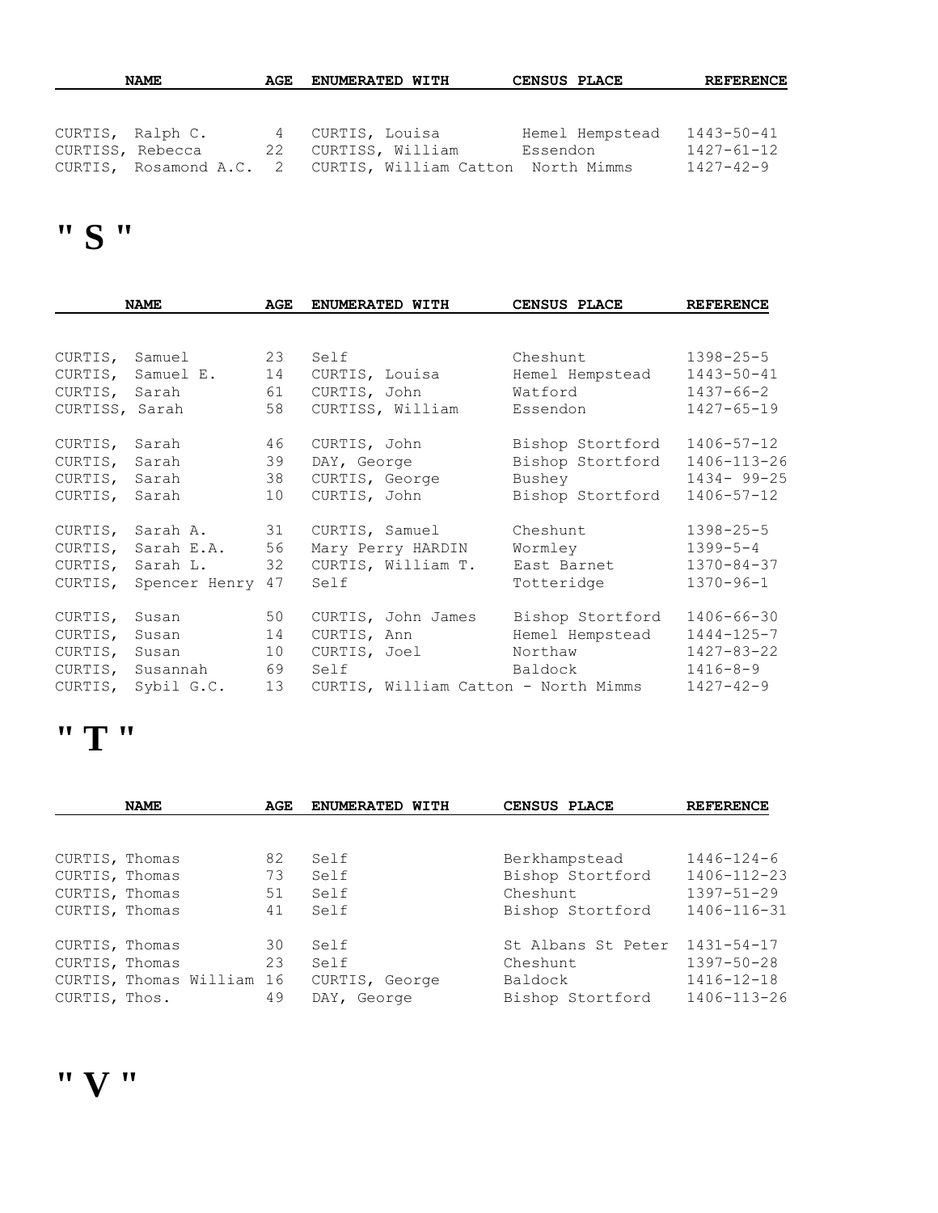| NAME | AGE | ENUMERATED WITH | CENSUS PLACE | REFERENCE |
|---|---|---|---|---|
| CURTIS, Ralph C. | 4 | CURTIS, Louisa | Hemel Hempstead | 1443-50-41 |
| CURTISS, Rebecca | 22 | CURTISS, William | Essendon | 1427-61-12 |
| CURTIS, Rosamond A.C. | 2 | CURTIS, William Catton | North Mimms | 1427-42-9 |

# " S "

| NAME | AGE | ENUMERATED WITH | CENSUS PLACE | REFERENCE |
|---|---|---|---|---|
| CURTIS, Samuel | 23 | Self | Cheshunt | 1398-25-5 |
| CURTIS, Samuel E. | 14 | CURTIS, Louisa | Hemel Hempstead | 1443-50-41 |
| CURTIS, Sarah | 61 | CURTIS, John | Watford | 1437-66-2 |
| CURTISS, Sarah | 58 | CURTISS, William | Essendon | 1427-65-19 |
| CURTIS, Sarah | 46 | CURTIS, John | Bishop Stortford | 1406-57-12 |
| CURTIS, Sarah | 39 | DAY, George | Bishop Stortford | 1406-113-26 |
| CURTIS, Sarah | 38 | CURTIS, George | Bushey | 1434- 99-25 |
| CURTIS, Sarah | 10 | CURTIS, John | Bishop Stortford | 1406-57-12 |
| CURTIS, Sarah A. | 31 | CURTIS, Samuel | Cheshunt | 1398-25-5 |
| CURTIS, Sarah E.A. | 56 | Mary Perry HARDIN | Wormley | 1399-5-4 |
| CURTIS, Sarah L. | 32 | CURTIS, William T. | East Barnet | 1370-84-37 |
| CURTIS, Spencer Henry | 47 | Self | Totteridge | 1370-96-1 |
| CURTIS, Susan | 50 | CURTIS, John James | Bishop Stortford | 1406-66-30 |
| CURTIS, Susan | 14 | CURTIS, Ann | Hemel Hempstead | 1444-125-7 |
| CURTIS, Susan | 10 | CURTIS, Joel | Northaw | 1427-83-22 |
| CURTIS, Susannah | 69 | Self | Baldock | 1416-8-9 |
| CURTIS, Sybil G.C. | 13 | CURTIS, William Catton - | North Mimms | 1427-42-9 |

# " T "

| NAME | AGE | ENUMERATED WITH | CENSUS PLACE | REFERENCE |
|---|---|---|---|---|
| CURTIS, Thomas | 82 | Self | Berkhampstead | 1446-124-6 |
| CURTIS, Thomas | 73 | Self | Bishop Stortford | 1406-112-23 |
| CURTIS, Thomas | 51 | Self | Cheshunt | 1397-51-29 |
| CURTIS, Thomas | 41 | Self | Bishop Stortford | 1406-116-31 |
| CURTIS, Thomas | 30 | Self | St Albans St Peter | 1431-54-17 |
| CURTIS, Thomas | 23 | Self | Cheshunt | 1397-50-28 |
| CURTIS, Thomas William | 16 | CURTIS, George | Baldock | 1416-12-18 |
| CURTIS, Thos. | 49 | DAY, George | Bishop Stortford | 1406-113-26 |

# " V "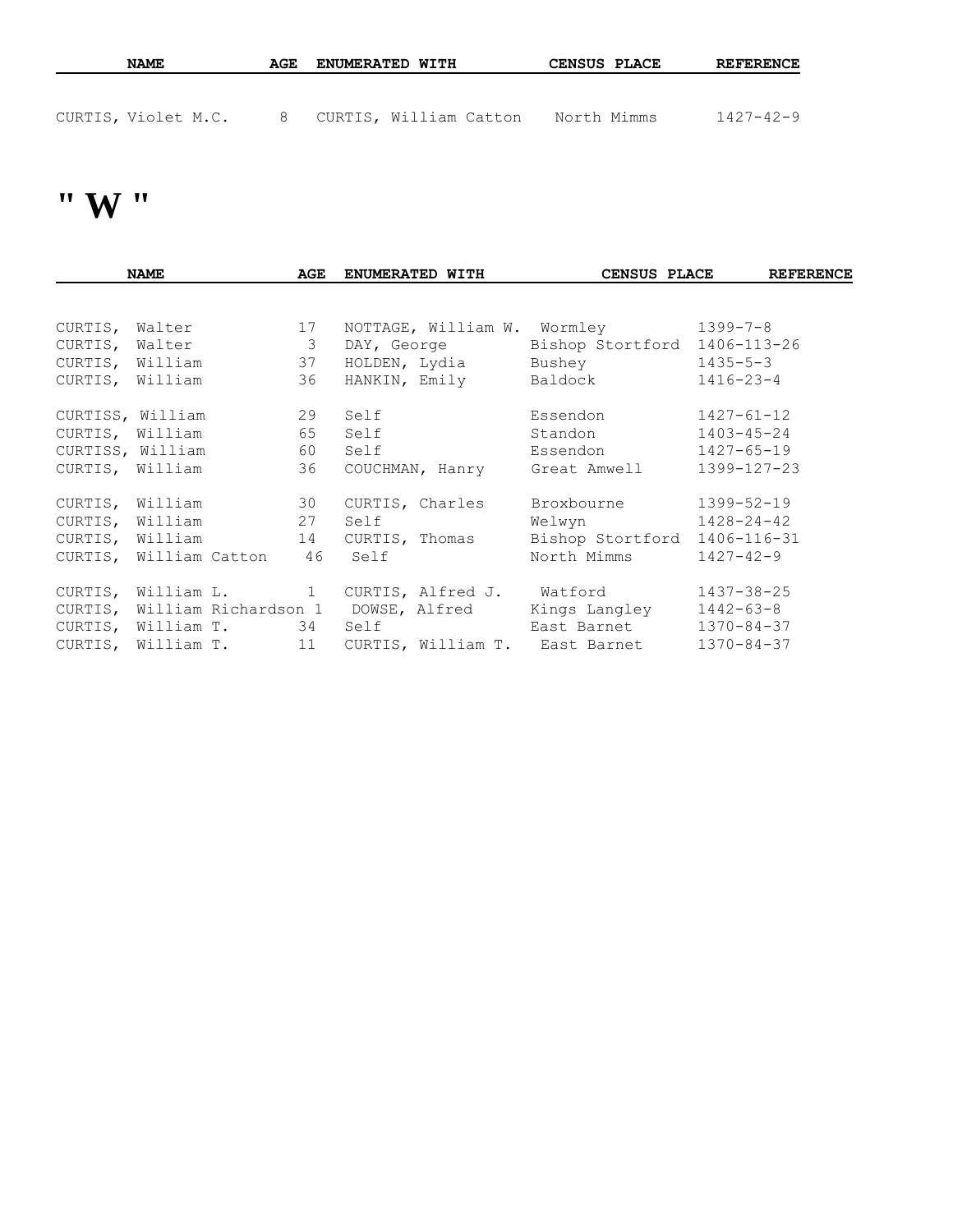| NAME | AGE | ENUMERATED WITH | CENSUS PLACE | REFERENCE |
|---|---|---|---|---|
| CURTIS, Violet M.C. | 8 | CURTIS, William Catton | North Mimms | 1427-42-9 |

# " W "

| NAME | AGE | ENUMERATED WITH | CENSUS PLACE | REFERENCE |
|---|---|---|---|---|
| CURTIS, Walter | 17 | NOTTAGE, William W. | Wormley | 1399-7-8 |
| CURTIS, Walter | 3 | DAY, George | Bishop Stortford | 1406-113-26 |
| CURTIS, William | 37 | HOLDEN, Lydia | Bushey | 1435-5-3 |
| CURTIS, William | 36 | HANKIN, Emily | Baldock | 1416-23-4 |
| CURTISS, William | 29 | Self | Essendon | 1427-61-12 |
| CURTIS, William | 65 | Self | Standon | 1403-45-24 |
| CURTISS, William | 60 | Self | Essendon | 1427-65-19 |
| CURTIS, William | 36 | COUCHMAN, Hanry | Great Amwell | 1399-127-23 |
| CURTIS, William | 30 | CURTIS, Charles | Broxbourne | 1399-52-19 |
| CURTIS, William | 27 | Self | Welwyn | 1428-24-42 |
| CURTIS, William | 14 | CURTIS, Thomas | Bishop Stortford | 1406-116-31 |
| CURTIS, William Catton | 46 | Self | North Mimms | 1427-42-9 |
| CURTIS, William L. | 1 | CURTIS, Alfred J. | Watford | 1437-38-25 |
| CURTIS, William Richardson | 1 | DOWSE, Alfred | Kings Langley | 1442-63-8 |
| CURTIS, William T. | 34 | Self | East Barnet | 1370-84-37 |
| CURTIS, William T. | 11 | CURTIS, William T. | East Barnet | 1370-84-37 |